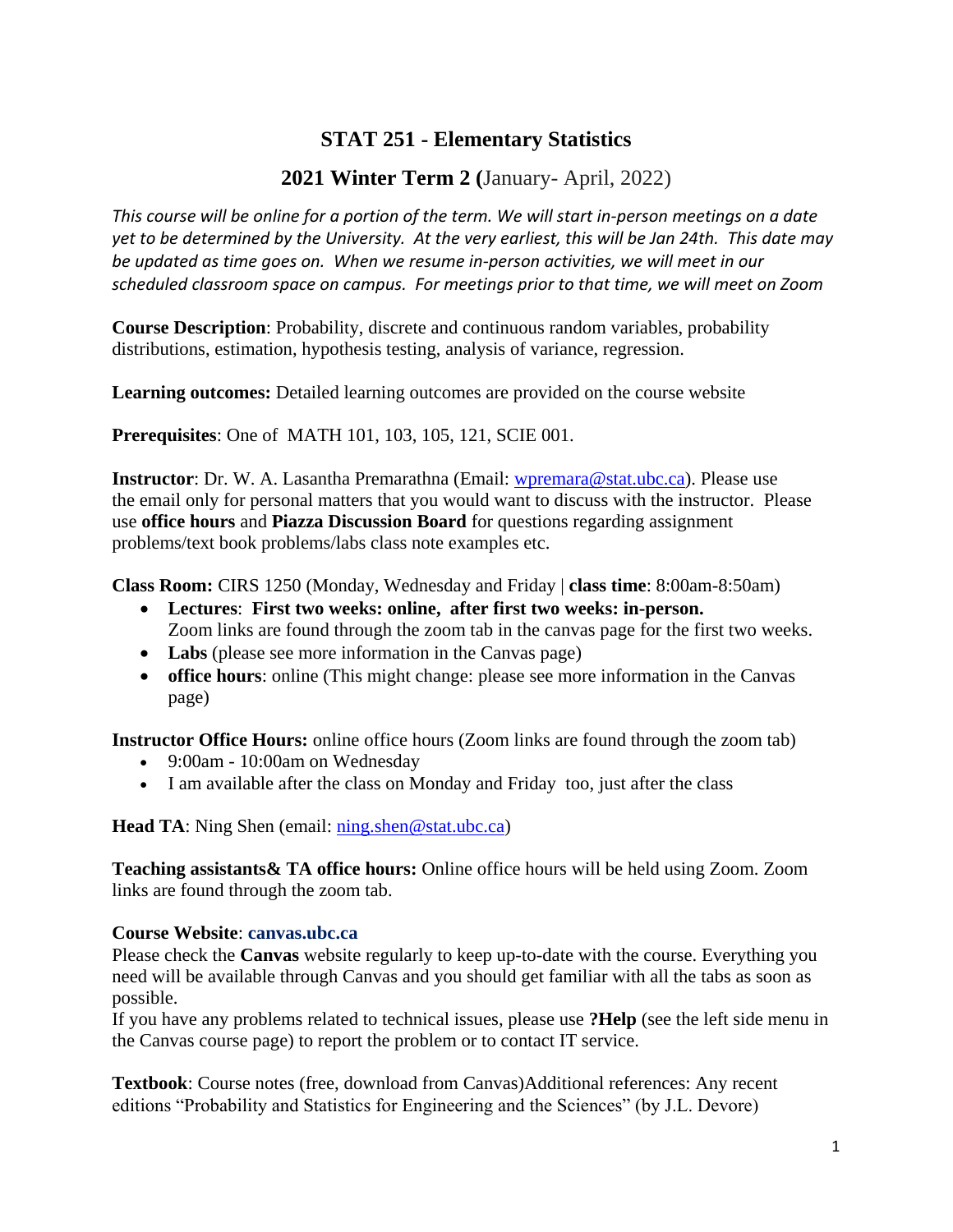# STAT 251 - Elementary Statistics

## 2021 Winter Term 2 (January- April, 2022)

*This course will be online for a portion of the term. We will start in-person meetings on a date yet to be determined by the University. At the very earliest, this will be Jan 24th. This date may be updated as time goes on. When we resume in-person activities, we will meet in our scheduled classroom space on campus. For meetings prior to that time, we will meet on Zoom*

**Course Description**: Probability, discrete and continuous random variables, probability distributions, estimation, hypothesis testing, analysis of variance, regression.

**Learning outcomes:** Detailed learning outcomes are provided on the course website

**Prerequisites**: One of MATH 101, 103, 105, 121, SCIE 001.

**Instructor**: Dr. W. A. Lasantha Premarathna (Email: wpremara@stat.ubc.ca). Please use the email only for personal matters that you would want to discuss with the instructor. Please use **office hours** and **Piazza Discussion Board** for questions regarding assignment problems/text book problems/labs class note examples etc.

**Class Room:** CIRS 1250 (Monday, Wednesday and Friday | **class time**: 8:00am-8:50am)

- **Lectures**: **First two weeks: online, after first two weeks: in-person.** Zoom links are found through the zoom tab in the canvas page for the first two weeks.
- **Labs** (please see more information in the Canvas page)
- **office hours**: online (This might change: please see more information in the Canvas page)

**Instructor Office Hours:** online office hours (Zoom links are found through the zoom tab)

- 9:00am - 10:00am on Wednesday
- I am available after the class on Monday and Friday too, just after the class

**Head TA**: Ning Shen (email: ning.shen@stat.ubc.ca)

**Teaching assistants& TA office hours:** Online office hours will be held using Zoom. Zoom links are found through the zoom tab.

**Course Website**: **canvas.ubc.ca**

Please check the **Canvas** website regularly to keep up-to-date with the course. Everything you need will be available through Canvas and you should get familiar with all the tabs as soon as possible.

If you have any problems related to technical issues, please use **?Help** (see the left side menu in the Canvas course page) to report the problem or to contact IT service.

**Textbook**: Course notes (free, download from Canvas)Additional references: Any recent editions "Probability and Statistics for Engineering and the Sciences" (by J.L. Devore)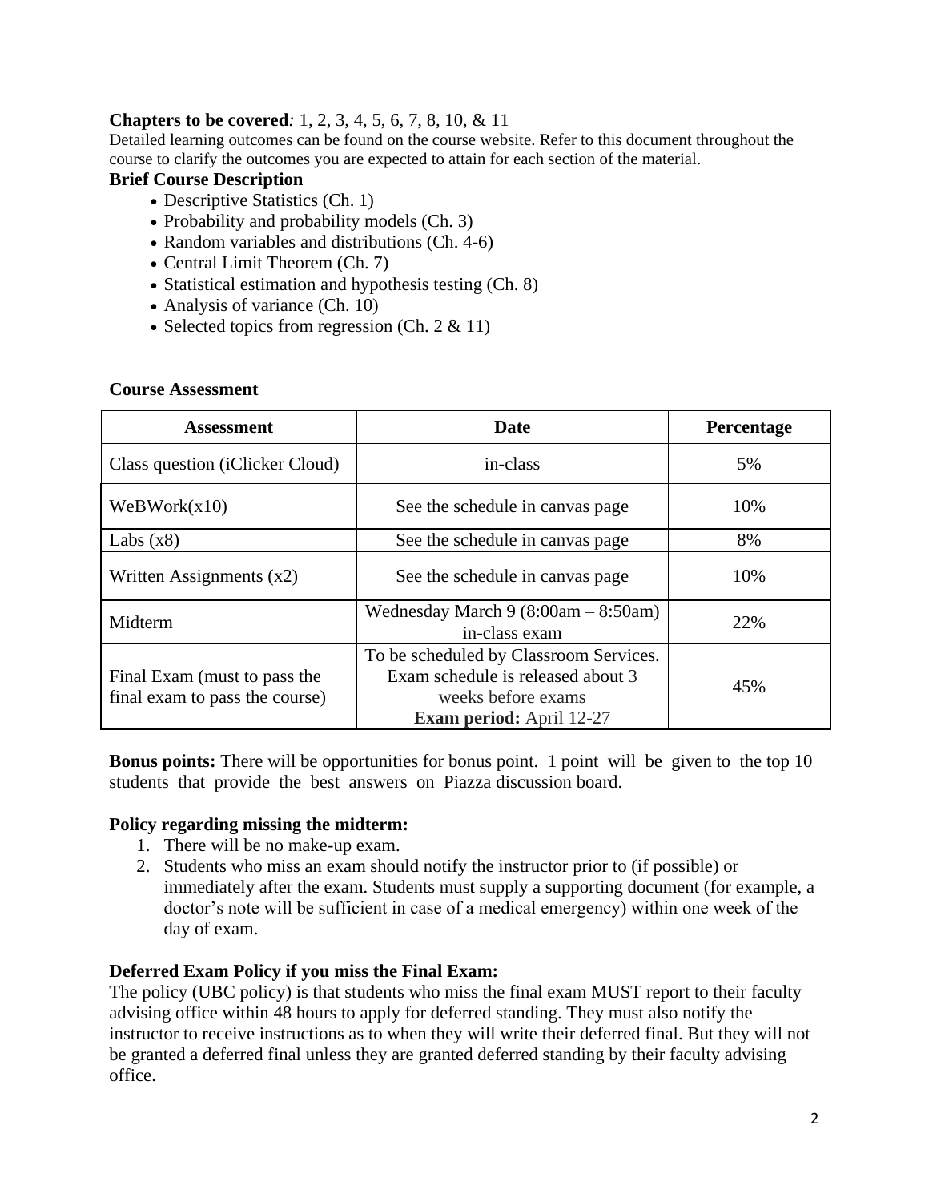**Chapters to be covered***:* 1, 2, 3, 4, 5, 6, 7, 8, 10, & 11

Detailed learning outcomes can be found on the course website. Refer to this document throughout the course to clarify the outcomes you are expected to attain for each section of the material.

**Brief Course Description**

- Descriptive Statistics (Ch. 1)
- Probability and probability models (Ch. 3)
- Random variables and distributions (Ch. 4-6)
- Central Limit Theorem (Ch. 7)
- Statistical estimation and hypothesis testing (Ch. 8)
- Analysis of variance (Ch. 10)
- Selected topics from regression (Ch. 2 & 11)

**Course Assessment**

| Assessment | Date | Percentage |
|---|---|---|
| Class question (iClicker Cloud) | in-class | 5% |
| WeBWork(x10) | See the schedule in canvas page | 10% |
| Labs (x8) | See the schedule in canvas page | 8% |
| Written Assignments (x2) | See the schedule in canvas page | 10% |
| Midterm | Wednesday March 9 (8:00am – 8:50am) in-class exam | 22% |
| Final Exam (must to pass the final exam to pass the course) | To be scheduled by Classroom Services. Exam schedule is released about 3 weeks before exams **Exam period:** April 12-27 | 45% |

**Bonus points:** There will be opportunities for bonus point. 1 point will be given to the top 10 students that provide the best answers on Piazza discussion board.

**Policy regarding missing the midterm:**

1. There will be no make-up exam.
2. Students who miss an exam should notify the instructor prior to (if possible) or immediately after the exam. Students must supply a supporting document (for example, a doctor's note will be sufficient in case of a medical emergency) within one week of the day of exam.

**Deferred Exam Policy if you miss the Final Exam:**

The policy (UBC policy) is that students who miss the final exam MUST report to their faculty advising office within 48 hours to apply for deferred standing. They must also notify the instructor to receive instructions as to when they will write their deferred final. But they will not be granted a deferred final unless they are granted deferred standing by their faculty advising office.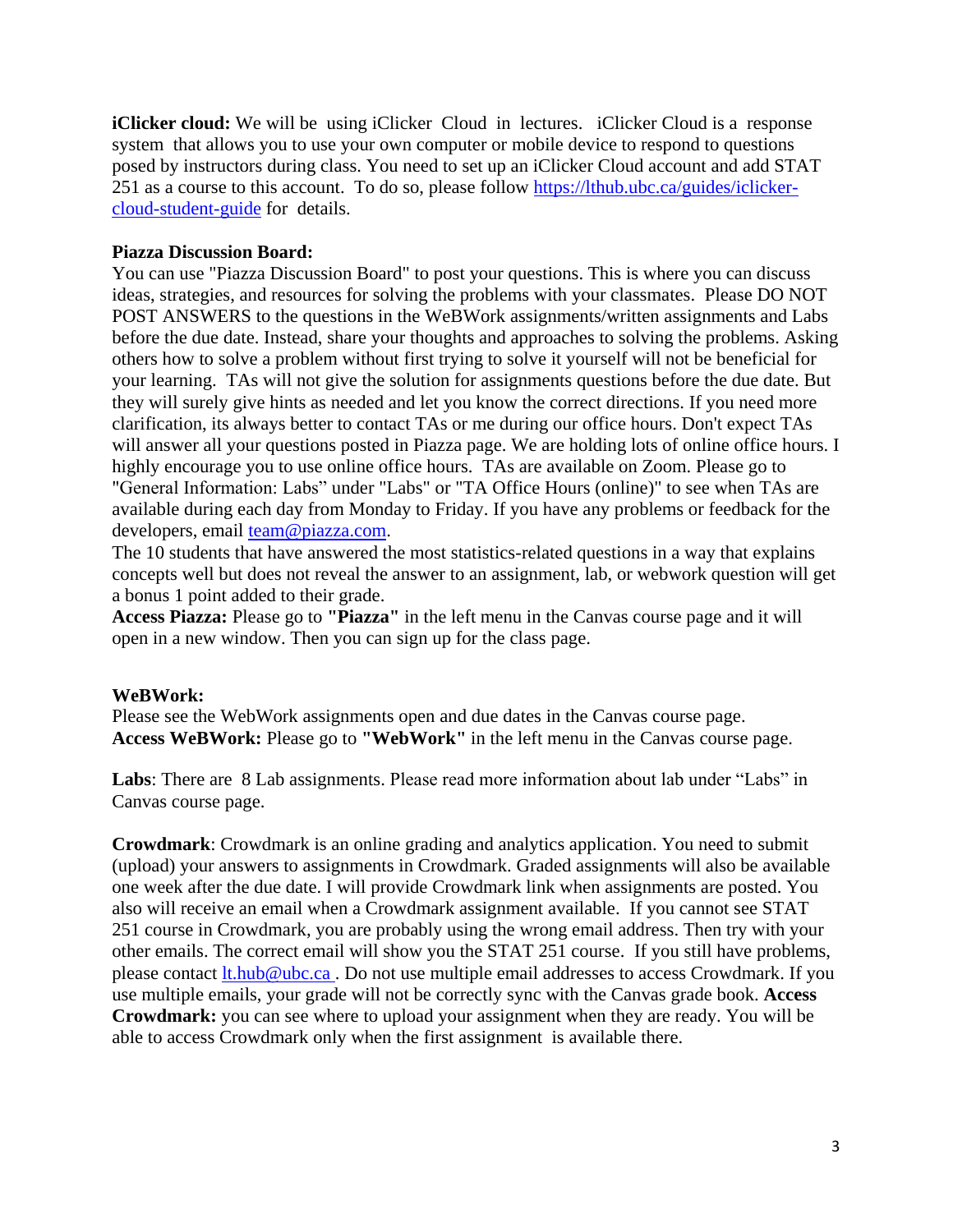**iClicker cloud:** We will be using iClicker Cloud in lectures. iClicker Cloud is a response system that allows you to use your own computer or mobile device to respond to questions posed by instructors during class. You need to set up an iClicker Cloud account and add STAT 251 as a course to this account. To do so, please follow https://lthub.ubc.ca/guides/iclicker-cloud-student-guide for details.

**Piazza Discussion Board:**

You can use "Piazza Discussion Board" to post your questions. This is where you can discuss ideas, strategies, and resources for solving the problems with your classmates. Please DO NOT POST ANSWERS to the questions in the WeBWork assignments/written assignments and Labs before the due date. Instead, share your thoughts and approaches to solving the problems. Asking others how to solve a problem without first trying to solve it yourself will not be beneficial for your learning. TAs will not give the solution for assignments questions before the due date. But they will surely give hints as needed and let you know the correct directions. If you need more clarification, its always better to contact TAs or me during our office hours. Don't expect TAs will answer all your questions posted in Piazza page. We are holding lots of online office hours. I highly encourage you to use online office hours. TAs are available on Zoom. Please go to "General Information: Labs" under "Labs" or "TA Office Hours (online)" to see when TAs are available during each day from Monday to Friday. If you have any problems or feedback for the developers, email team@piazza.com.

The 10 students that have answered the most statistics-related questions in a way that explains concepts well but does not reveal the answer to an assignment, lab, or webwork question will get a bonus 1 point added to their grade.

**Access Piazza:** Please go to **"Piazza"** in the left menu in the Canvas course page and it will open in a new window. Then you can sign up for the class page.

**WeBWork:**

Please see the WebWork assignments open and due dates in the Canvas course page.

**Access WeBWork:** Please go to **"WebWork"** in the left menu in the Canvas course page.

**Labs**: There are 8 Lab assignments. Please read more information about lab under "Labs" in Canvas course page.

**Crowdmark**: Crowdmark is an online grading and analytics application. You need to submit (upload) your answers to assignments in Crowdmark. Graded assignments will also be available one week after the due date. I will provide Crowdmark link when assignments are posted. You also will receive an email when a Crowdmark assignment available. If you cannot see STAT 251 course in Crowdmark, you are probably using the wrong email address. Then try with your other emails. The correct email will show you the STAT 251 course. If you still have problems, please contact lt.hub@ubc.ca . Do not use multiple email addresses to access Crowdmark. If you use multiple emails, your grade will not be correctly sync with the Canvas grade book. **Access Crowdmark:** you can see where to upload your assignment when they are ready. You will be able to access Crowdmark only when the first assignment is available there.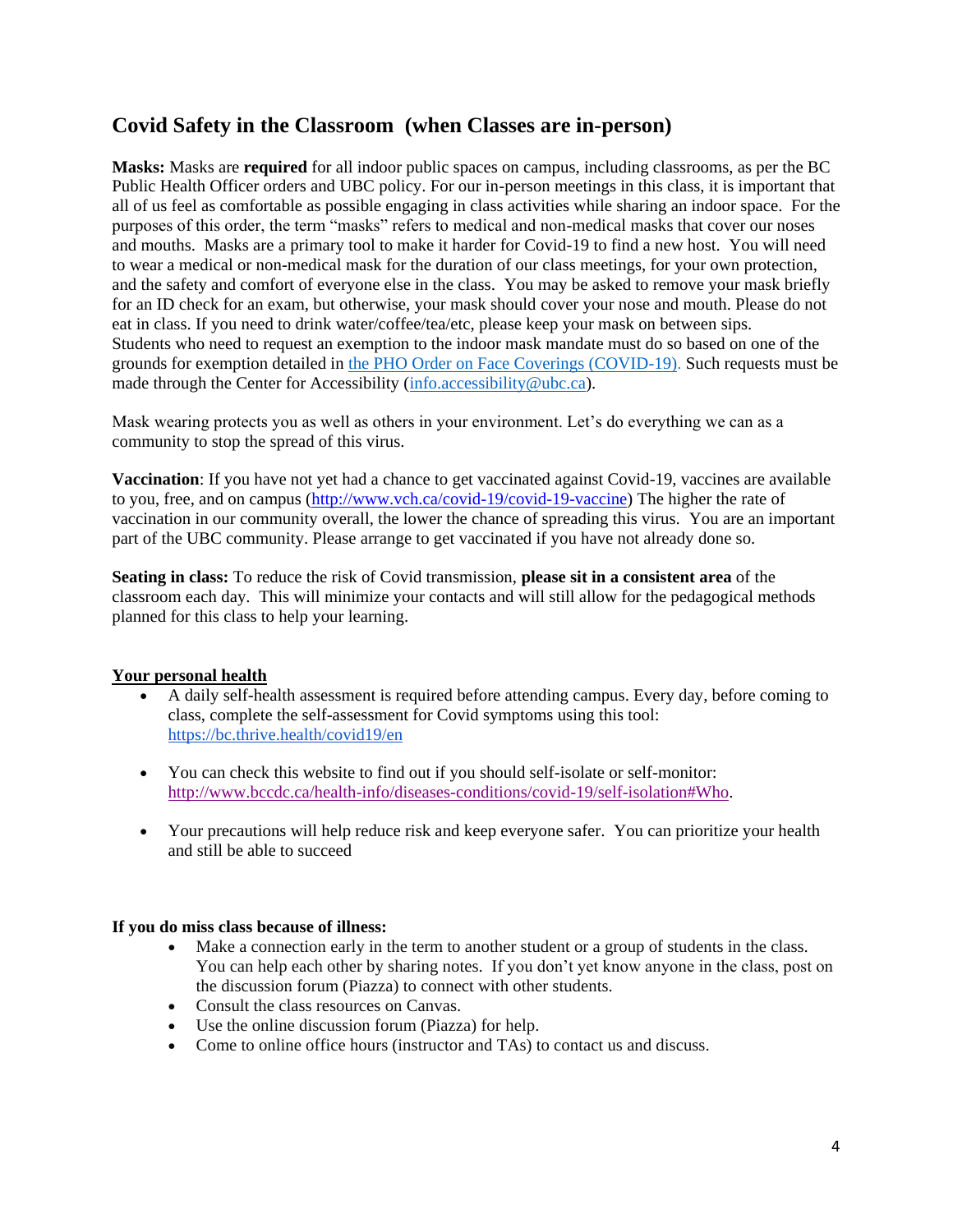## Covid Safety in the Classroom  (when Classes are in-person)

**Masks:** Masks are **required** for all indoor public spaces on campus, including classrooms, as per the BC Public Health Officer orders and UBC policy. For our in-person meetings in this class, it is important that all of us feel as comfortable as possible engaging in class activities while sharing an indoor space. For the purposes of this order, the term "masks" refers to medical and non-medical masks that cover our noses and mouths. Masks are a primary tool to make it harder for Covid-19 to find a new host. You will need to wear a medical or non-medical mask for the duration of our class meetings, for your own protection, and the safety and comfort of everyone else in the class. You may be asked to remove your mask briefly for an ID check for an exam, but otherwise, your mask should cover your nose and mouth. Please do not eat in class. If you need to drink water/coffee/tea/etc, please keep your mask on between sips. Students who need to request an exemption to the indoor mask mandate must do so based on one of the grounds for exemption detailed in [the PHO Order on Face Coverings (COVID-19).](#) Such requests must be made through the Center for Accessibility ([info.accessibility@ubc.ca](mailto:info.accessibility@ubc.ca)).

Mask wearing protects you as well as others in your environment. Let's do everything we can as a community to stop the spread of this virus.

**Vaccination**: If you have not yet had a chance to get vaccinated against Covid-19, vaccines are available to you, free, and on campus (http://www.vch.ca/covid-19/covid-19-vaccine) The higher the rate of vaccination in our community overall, the lower the chance of spreading this virus. You are an important part of the UBC community. Please arrange to get vaccinated if you have not already done so.

**Seating in class:** To reduce the risk of Covid transmission, **please sit in a consistent area** of the classroom each day. This will minimize your contacts and will still allow for the pedagogical methods planned for this class to help your learning.

**<u>Your personal health</u>**

- A daily self-health assessment is required before attending campus. Every day, before coming to class, complete the self-assessment for Covid symptoms using this tool: https://bc.thrive.health/covid19/en
- You can check this website to find out if you should self-isolate or self-monitor: http://www.bccdc.ca/health-info/diseases-conditions/covid-19/self-isolation#Who.
- Your precautions will help reduce risk and keep everyone safer. You can prioritize your health and still be able to succeed

**If you do miss class because of illness:**

- Make a connection early in the term to another student or a group of students in the class. You can help each other by sharing notes. If you don't yet know anyone in the class, post on the discussion forum (Piazza) to connect with other students.
- Consult the class resources on Canvas.
- Use the online discussion forum (Piazza) for help.
- Come to online office hours (instructor and TAs) to contact us and discuss.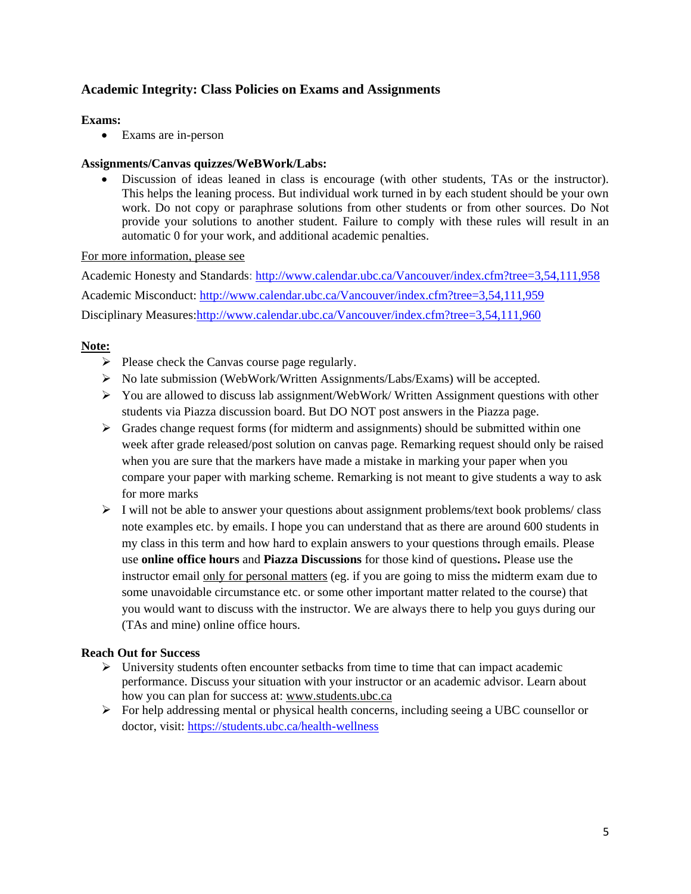### Academic Integrity: Class Policies on Exams and Assignments

**Exams:**

- Exams are in-person

**Assignments/Canvas quizzes/WeBWork/Labs:**

- Discussion of ideas leaned in class is encourage (with other students, TAs or the instructor). This helps the leaning process. But individual work turned in by each student should be your own work. Do not copy or paraphrase solutions from other students or from other sources. Do Not provide your solutions to another student. Failure to comply with these rules will result in an automatic 0 for your work, and additional academic penalties.

<u>For more information, please see</u>

Academic Honesty and Standards: http://www.calendar.ubc.ca/Vancouver/index.cfm?tree=3,54,111,958

Academic Misconduct: http://www.calendar.ubc.ca/Vancouver/index.cfm?tree=3,54,111,959

Disciplinary Measures:http://www.calendar.ubc.ca/Vancouver/index.cfm?tree=3,54,111,960

**<u>Note:</u>**

- Please check the Canvas course page regularly.
- No late submission (WebWork/Written Assignments/Labs/Exams) will be accepted.
- You are allowed to discuss lab assignment/WebWork/ Written Assignment questions with other students via Piazza discussion board. But DO NOT post answers in the Piazza page.
- Grades change request forms (for midterm and assignments) should be submitted within one week after grade released/post solution on canvas page. Remarking request should only be raised when you are sure that the markers have made a mistake in marking your paper when you compare your paper with marking scheme. Remarking is not meant to give students a way to ask for more marks
- I will not be able to answer your questions about assignment problems/text book problems/ class note examples etc. by emails. I hope you can understand that as there are around 600 students in my class in this term and how hard to explain answers to your questions through emails. Please use **online office hours** and **Piazza Discussions** for those kind of questions**.** Please use the instructor email <u>only for personal matters</u> (eg. if you are going to miss the midterm exam due to some unavoidable circumstance etc. or some other important matter related to the course) that you would want to discuss with the instructor. We are always there to help you guys during our (TAs and mine) online office hours.

**Reach Out for Success**

- University students often encounter setbacks from time to time that can impact academic performance. Discuss your situation with your instructor or an academic advisor. Learn about how you can plan for success at: www.students.ubc.ca
- For help addressing mental or physical health concerns, including seeing a UBC counsellor or doctor, visit: https://students.ubc.ca/health-wellness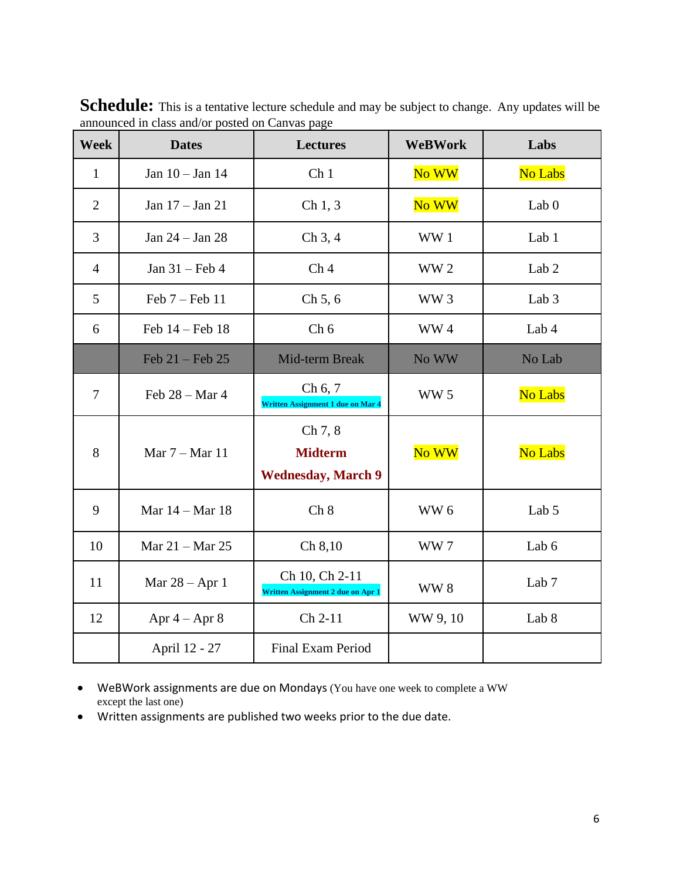**Schedule:** This is a tentative lecture schedule and may be subject to change. Any updates will be announced in class and/or posted on Canvas page

| Week | Dates | Lectures | WeBWork | Labs |
|---|---|---|---|---|
| 1 | Jan 10 – Jan 14 | Ch 1 | No WW | No Labs |
| 2 | Jan 17 – Jan 21 | Ch 1, 3 | No WW | Lab 0 |
| 3 | Jan 24 – Jan 28 | Ch 3, 4 | WW 1 | Lab 1 |
| 4 | Jan 31 – Feb 4 | Ch 4 | WW 2 | Lab 2 |
| 5 | Feb 7 – Feb 11 | Ch 5, 6 | WW 3 | Lab 3 |
| 6 | Feb 14 – Feb 18 | Ch 6 | WW 4 | Lab 4 |
| | Feb 21 – Feb 25 | Mid-term Break | No WW | No Lab |
| 7 | Feb 28 – Mar 4 | Ch 6, 7 **Written Assignment 1 due on Mar 4** | WW 5 | No Labs |
| 8 | Mar 7 – Mar 11 | Ch 7, 8 **Midterm** **Wednesday, March 9** | No WW | No Labs |
| 9 | Mar 14 – Mar 18 | Ch 8 | WW 6 | Lab 5 |
| 10 | Mar 21 – Mar 25 | Ch 8,10 | WW 7 | Lab 6 |
| 11 | Mar 28 – Apr 1 | Ch 10, Ch 2-11 **Written Assignment 2 due on Apr 1** | WW 8 | Lab 7 |
| 12 | Apr 4 – Apr 8 | Ch 2-11 | WW 9, 10 | Lab 8 |
| | April 12 - 27 | Final Exam Period | | |

- WeBWork assignments are due on Mondays (You have one week to complete a WW except the last one)
- Written assignments are published two weeks prior to the due date.